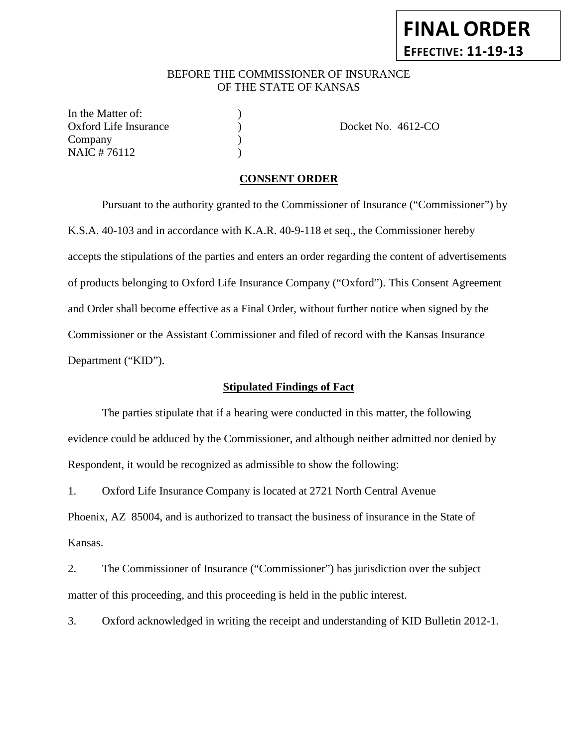**FINAL ORDER**

**EFFECTIVE: 11-19-13**

BEFORE THE COMMISSIONER OF INSURANCE
OF THE STATE OF KANSAS

In the Matter of: )
Oxford Life Insurance ) Docket No. 4612-CO
Company )
NAIC # 76112 )

## CONSENT ORDER

Pursuant to the authority granted to the Commissioner of Insurance ("Commissioner") by K.S.A. 40-103 and in accordance with K.A.R. 40-9-118 et seq., the Commissioner hereby accepts the stipulations of the parties and enters an order regarding the content of advertisements of products belonging to Oxford Life Insurance Company ("Oxford"). This Consent Agreement and Order shall become effective as a Final Order, without further notice when signed by the Commissioner or the Assistant Commissioner and filed of record with the Kansas Insurance Department ("KID").

### Stipulated Findings of Fact

The parties stipulate that if a hearing were conducted in this matter, the following evidence could be adduced by the Commissioner, and although neither admitted nor denied by Respondent, it would be recognized as admissible to show the following:

1. Oxford Life Insurance Company is located at 2721 North Central Avenue Phoenix, AZ 85004, and is authorized to transact the business of insurance in the State of Kansas.

2. The Commissioner of Insurance ("Commissioner") has jurisdiction over the subject matter of this proceeding, and this proceeding is held in the public interest.

3. Oxford acknowledged in writing the receipt and understanding of KID Bulletin 2012-1.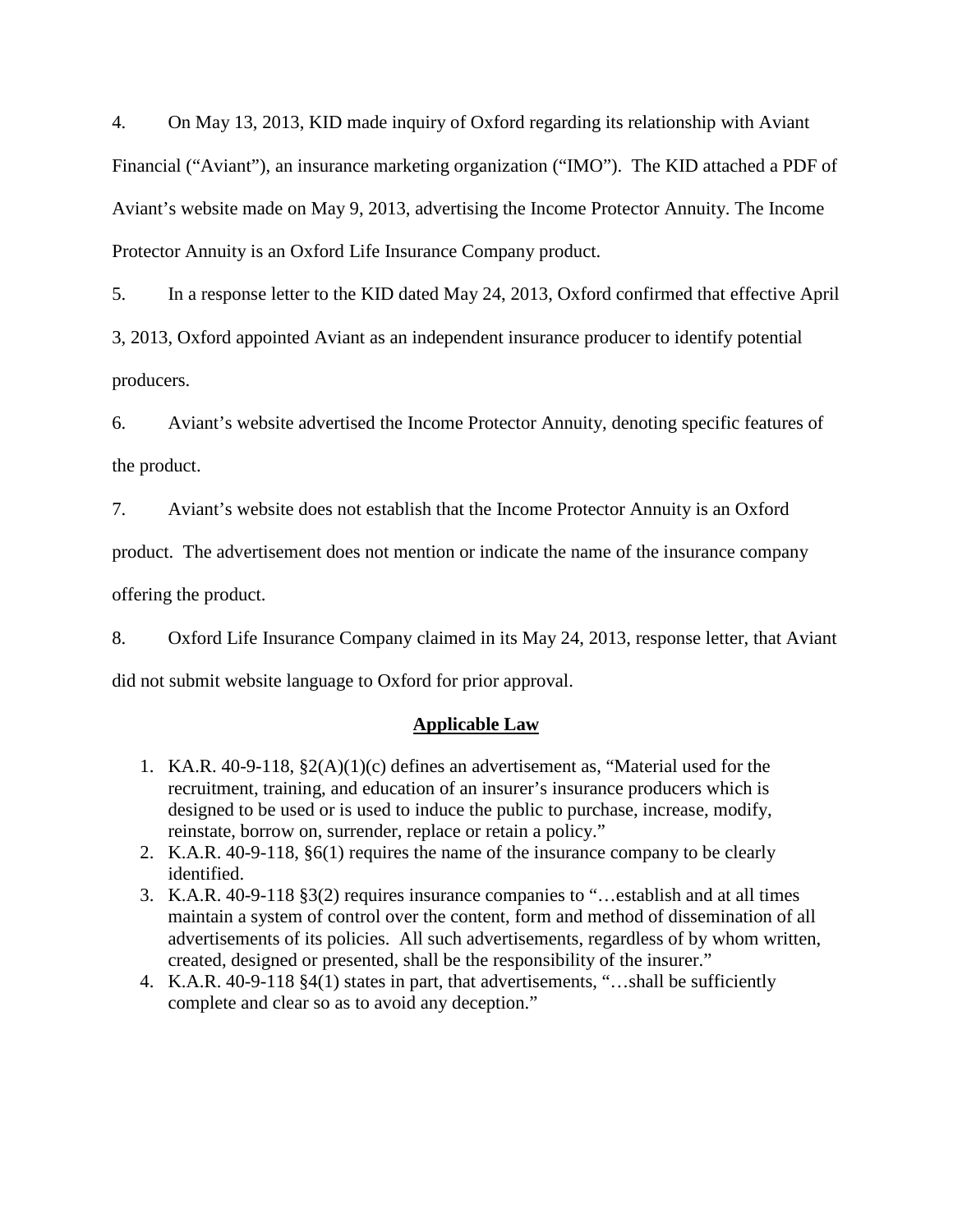4. On May 13, 2013, KID made inquiry of Oxford regarding its relationship with Aviant Financial ("Aviant"), an insurance marketing organization ("IMO"). The KID attached a PDF of Aviant's website made on May 9, 2013, advertising the Income Protector Annuity. The Income Protector Annuity is an Oxford Life Insurance Company product.

5. In a response letter to the KID dated May 24, 2013, Oxford confirmed that effective April 3, 2013, Oxford appointed Aviant as an independent insurance producer to identify potential producers.

6. Aviant's website advertised the Income Protector Annuity, denoting specific features of the product.

7. Aviant's website does not establish that the Income Protector Annuity is an Oxford product. The advertisement does not mention or indicate the name of the insurance company offering the product.

8. Oxford Life Insurance Company claimed in its May 24, 2013, response letter, that Aviant did not submit website language to Oxford for prior approval.

## Applicable Law

1. KA.R. 40-9-118, §2(A)(1)(c) defines an advertisement as, "Material used for the recruitment, training, and education of an insurer's insurance producers which is designed to be used or is used to induce the public to purchase, increase, modify, reinstate, borrow on, surrender, replace or retain a policy."
2. K.A.R. 40-9-118, §6(1) requires the name of the insurance company to be clearly identified.
3. K.A.R. 40-9-118 §3(2) requires insurance companies to "…establish and at all times maintain a system of control over the content, form and method of dissemination of all advertisements of its policies. All such advertisements, regardless of by whom written, created, designed or presented, shall be the responsibility of the insurer."
4. K.A.R. 40-9-118 §4(1) states in part, that advertisements, "…shall be sufficiently complete and clear so as to avoid any deception."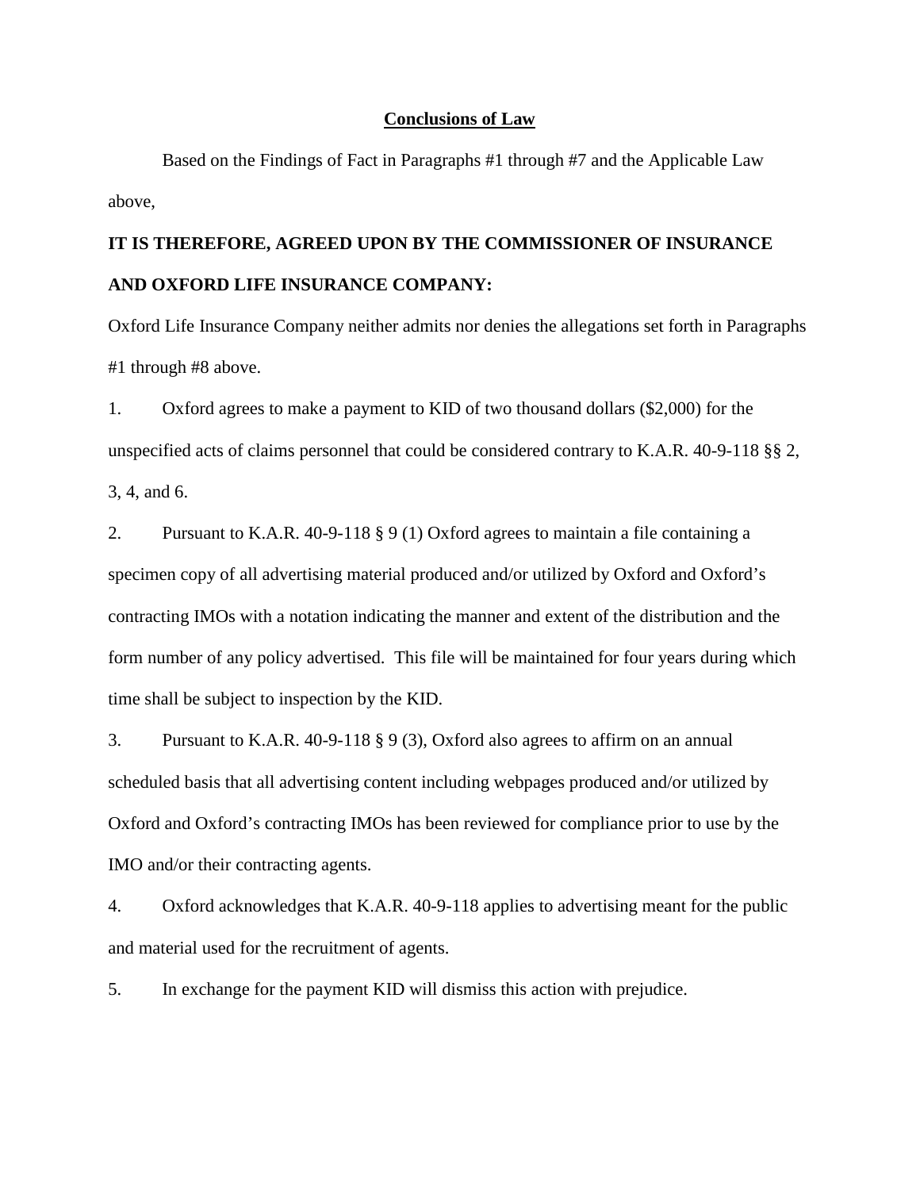## Conclusions of Law

Based on the Findings of Fact in Paragraphs #1 through #7 and the Applicable Law above,

**IT IS THEREFORE, AGREED UPON BY THE COMMISSIONER OF INSURANCE AND OXFORD LIFE INSURANCE COMPANY:**

Oxford Life Insurance Company neither admits nor denies the allegations set forth in Paragraphs #1 through #8 above.

1. Oxford agrees to make a payment to KID of two thousand dollars ($2,000) for the unspecified acts of claims personnel that could be considered contrary to K.A.R. 40-9-118 §§ 2, 3, 4, and 6.

2. Pursuant to K.A.R. 40-9-118 § 9 (1) Oxford agrees to maintain a file containing a specimen copy of all advertising material produced and/or utilized by Oxford and Oxford's contracting IMOs with a notation indicating the manner and extent of the distribution and the form number of any policy advertised. This file will be maintained for four years during which time shall be subject to inspection by the KID.

3. Pursuant to K.A.R. 40-9-118 § 9 (3), Oxford also agrees to affirm on an annual scheduled basis that all advertising content including webpages produced and/or utilized by Oxford and Oxford's contracting IMOs has been reviewed for compliance prior to use by the IMO and/or their contracting agents.

4. Oxford acknowledges that K.A.R. 40-9-118 applies to advertising meant for the public and material used for the recruitment of agents.

5. In exchange for the payment KID will dismiss this action with prejudice.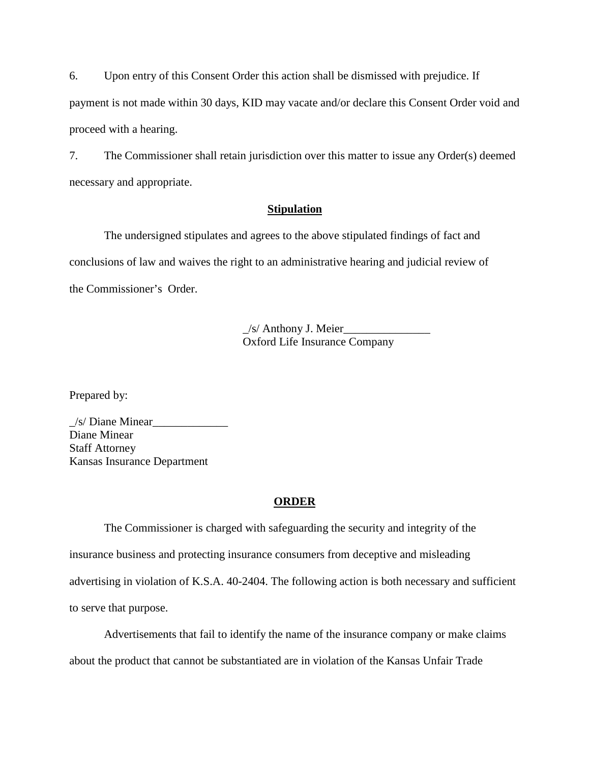6. Upon entry of this Consent Order this action shall be dismissed with prejudice. If payment is not made within 30 days, KID may vacate and/or declare this Consent Order void and proceed with a hearing.

7. The Commissioner shall retain jurisdiction over this matter to issue any Order(s) deemed necessary and appropriate.

**Stipulation**

The undersigned stipulates and agrees to the above stipulated findings of fact and conclusions of law and waives the right to an administrative hearing and judicial review of the Commissioner's Order.

_/s/ Anthony J. Meier_______________
Oxford Life Insurance Company

Prepared by:

_/s/ Diane Minear_____________
Diane Minear
Staff Attorney
Kansas Insurance Department

**ORDER**

The Commissioner is charged with safeguarding the security and integrity of the insurance business and protecting insurance consumers from deceptive and misleading advertising in violation of K.S.A. 40-2404. The following action is both necessary and sufficient to serve that purpose.

Advertisements that fail to identify the name of the insurance company or make claims about the product that cannot be substantiated are in violation of the Kansas Unfair Trade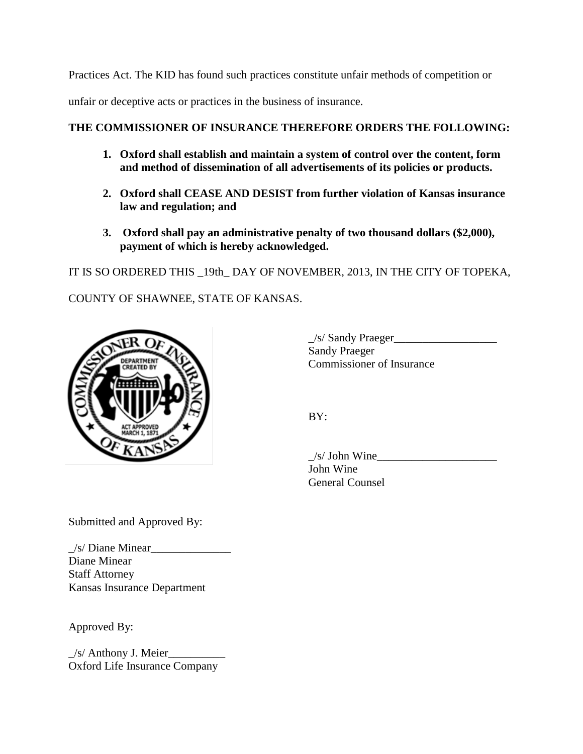Practices Act. The KID has found such practices constitute unfair methods of competition or unfair or deceptive acts or practices in the business of insurance.

**THE COMMISSIONER OF INSURANCE THEREFORE ORDERS THE FOLLOWING:**

1. **Oxford shall establish and maintain a system of control over the content, form and method of dissemination of all advertisements of its policies or products.**

2. **Oxford shall CEASE AND DESIST from further violation of Kansas insurance law and regulation; and**

3. **Oxford shall pay an administrative penalty of two thousand dollars ($2,000), payment of which is hereby acknowledged.**

IT IS SO ORDERED THIS _19th_ DAY OF NOVEMBER, 2013, IN THE CITY OF TOPEKA, COUNTY OF SHAWNEE, STATE OF KANSAS.

_/s/ Sandy Praeger__________________
Sandy Praeger
Commissioner of Insurance

BY:

_/s/ John Wine_____________________
John Wine
General Counsel

Submitted and Approved By:

_/s/ Diane Minear______________
Diane Minear
Staff Attorney
Kansas Insurance Department

Approved By:

_/s/ Anthony J. Meier__________
Oxford Life Insurance Company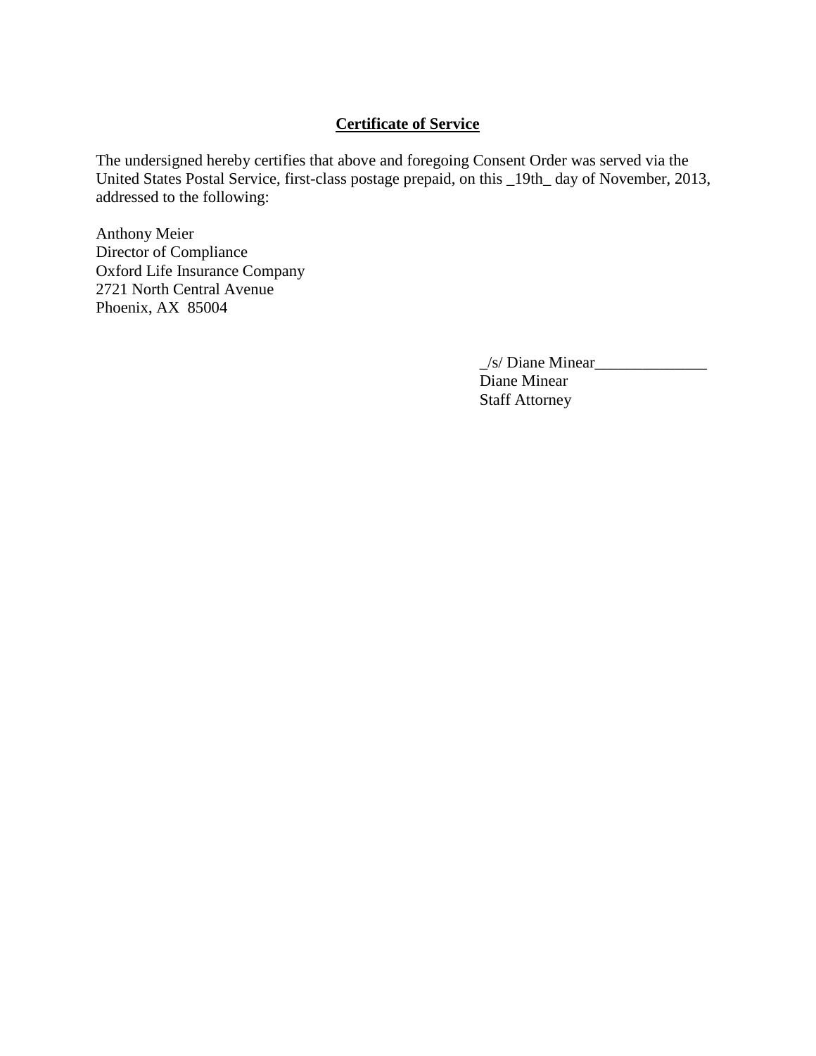**Certificate of Service**

The undersigned hereby certifies that above and foregoing Consent Order was served via the United States Postal Service, first-class postage prepaid, on this _19th_ day of November, 2013, addressed to the following:

Anthony Meier
Director of Compliance
Oxford Life Insurance Company
2721 North Central Avenue
Phoenix, AX 85004

_/s/ Diane Minear______________
Diane Minear
Staff Attorney